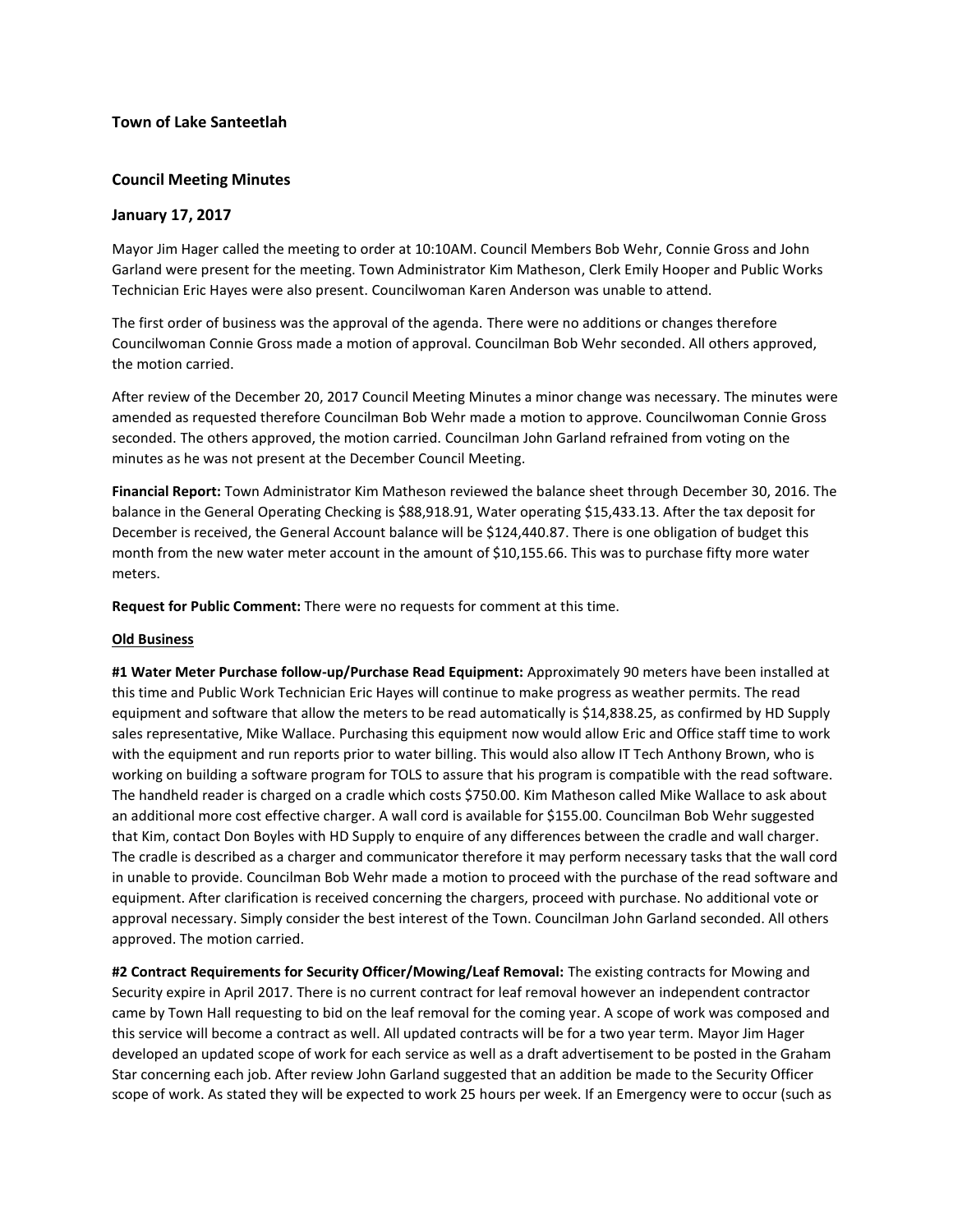### Town of Lake Santeetlah

### Council Meeting Minutes

### January 17, 2017

Mayor Jim Hager called the meeting to order at 10:10AM. Council Members Bob Wehr, Connie Gross and John Garland were present for the meeting. Town Administrator Kim Matheson, Clerk Emily Hooper and Public Works Technician Eric Hayes were also present. Councilwoman Karen Anderson was unable to attend.

The first order of business was the approval of the agenda. There were no additions or changes therefore Councilwoman Connie Gross made a motion of approval. Councilman Bob Wehr seconded. All others approved, the motion carried.

After review of the December 20, 2017 Council Meeting Minutes a minor change was necessary. The minutes were amended as requested therefore Councilman Bob Wehr made a motion to approve. Councilwoman Connie Gross seconded. The others approved, the motion carried. Councilman John Garland refrained from voting on the minutes as he was not present at the December Council Meeting.

**Financial Report:** Town Administrator Kim Matheson reviewed the balance sheet through December 30, 2016. The balance in the General Operating Checking is $88,918.91, Water operating $15,433.13. After the tax deposit for December is received, the General Account balance will be $124,440.87. There is one obligation of budget this month from the new water meter account in the amount of $10,155.66. This was to purchase fifty more water meters.

**Request for Public Comment:** There were no requests for comment at this time.

**Old Business**

**#1 Water Meter Purchase follow-up/Purchase Read Equipment:** Approximately 90 meters have been installed at this time and Public Work Technician Eric Hayes will continue to make progress as weather permits. The read equipment and software that allow the meters to be read automatically is $14,838.25, as confirmed by HD Supply sales representative, Mike Wallace. Purchasing this equipment now would allow Eric and Office staff time to work with the equipment and run reports prior to water billing. This would also allow IT Tech Anthony Brown, who is working on building a software program for TOLS to assure that his program is compatible with the read software. The handheld reader is charged on a cradle which costs $750.00. Kim Matheson called Mike Wallace to ask about an additional more cost effective charger. A wall cord is available for $155.00. Councilman Bob Wehr suggested that Kim, contact Don Boyles with HD Supply to enquire of any differences between the cradle and wall charger. The cradle is described as a charger and communicator therefore it may perform necessary tasks that the wall cord in unable to provide. Councilman Bob Wehr made a motion to proceed with the purchase of the read software and equipment. After clarification is received concerning the chargers, proceed with purchase. No additional vote or approval necessary. Simply consider the best interest of the Town. Councilman John Garland seconded. All others approved. The motion carried.

**#2 Contract Requirements for Security Officer/Mowing/Leaf Removal:** The existing contracts for Mowing and Security expire in April 2017. There is no current contract for leaf removal however an independent contractor came by Town Hall requesting to bid on the leaf removal for the coming year. A scope of work was composed and this service will become a contract as well. All updated contracts will be for a two year term. Mayor Jim Hager developed an updated scope of work for each service as well as a draft advertisement to be posted in the Graham Star concerning each job. After review John Garland suggested that an addition be made to the Security Officer scope of work. As stated they will be expected to work 25 hours per week. If an Emergency were to occur (such as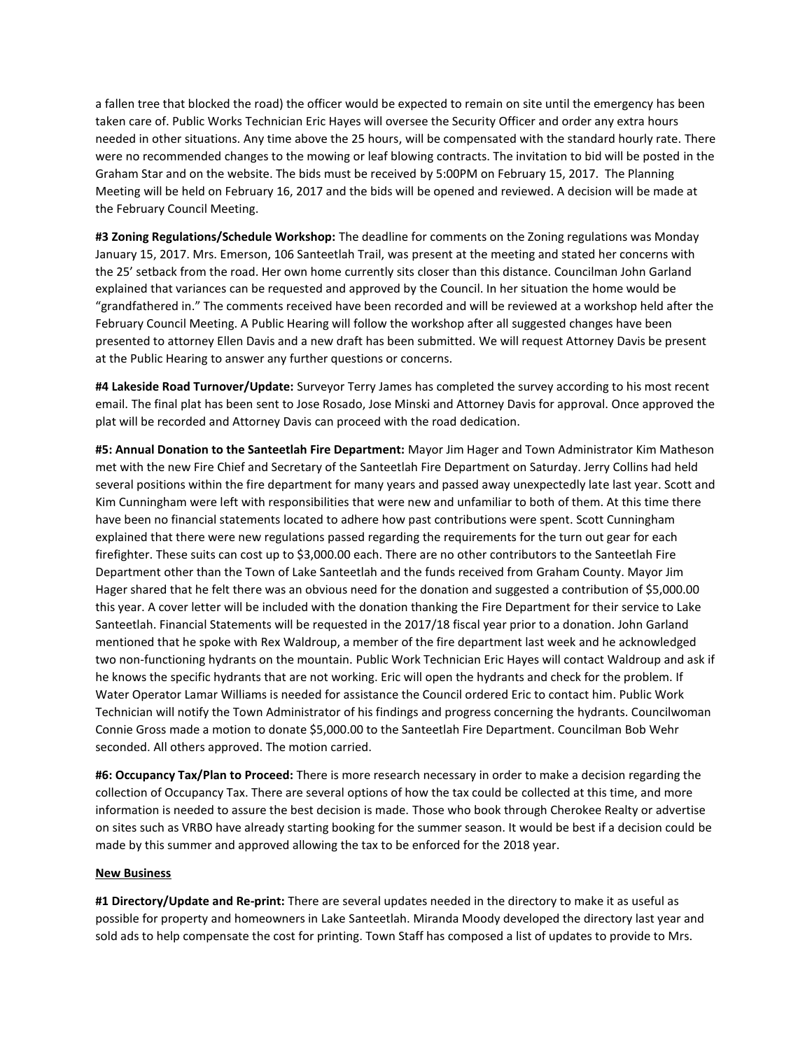a fallen tree that blocked the road) the officer would be expected to remain on site until the emergency has been taken care of. Public Works Technician Eric Hayes will oversee the Security Officer and order any extra hours needed in other situations. Any time above the 25 hours, will be compensated with the standard hourly rate. There were no recommended changes to the mowing or leaf blowing contracts. The invitation to bid will be posted in the Graham Star and on the website. The bids must be received by 5:00PM on February 15, 2017. The Planning Meeting will be held on February 16, 2017 and the bids will be opened and reviewed. A decision will be made at the February Council Meeting.

**#3 Zoning Regulations/Schedule Workshop:** The deadline for comments on the Zoning regulations was Monday January 15, 2017. Mrs. Emerson, 106 Santeetlah Trail, was present at the meeting and stated her concerns with the 25' setback from the road. Her own home currently sits closer than this distance. Councilman John Garland explained that variances can be requested and approved by the Council. In her situation the home would be "grandfathered in." The comments received have been recorded and will be reviewed at a workshop held after the February Council Meeting. A Public Hearing will follow the workshop after all suggested changes have been presented to attorney Ellen Davis and a new draft has been submitted. We will request Attorney Davis be present at the Public Hearing to answer any further questions or concerns.

**#4 Lakeside Road Turnover/Update:** Surveyor Terry James has completed the survey according to his most recent email. The final plat has been sent to Jose Rosado, Jose Minski and Attorney Davis for approval. Once approved the plat will be recorded and Attorney Davis can proceed with the road dedication.

**#5: Annual Donation to the Santeetlah Fire Department:** Mayor Jim Hager and Town Administrator Kim Matheson met with the new Fire Chief and Secretary of the Santeetlah Fire Department on Saturday. Jerry Collins had held several positions within the fire department for many years and passed away unexpectedly late last year. Scott and Kim Cunningham were left with responsibilities that were new and unfamiliar to both of them. At this time there have been no financial statements located to adhere how past contributions were spent. Scott Cunningham explained that there were new regulations passed regarding the requirements for the turn out gear for each firefighter. These suits can cost up to $3,000.00 each. There are no other contributors to the Santeetlah Fire Department other than the Town of Lake Santeetlah and the funds received from Graham County. Mayor Jim Hager shared that he felt there was an obvious need for the donation and suggested a contribution of $5,000.00 this year. A cover letter will be included with the donation thanking the Fire Department for their service to Lake Santeetlah. Financial Statements will be requested in the 2017/18 fiscal year prior to a donation. John Garland mentioned that he spoke with Rex Waldroup, a member of the fire department last week and he acknowledged two non-functioning hydrants on the mountain. Public Work Technician Eric Hayes will contact Waldroup and ask if he knows the specific hydrants that are not working. Eric will open the hydrants and check for the problem. If Water Operator Lamar Williams is needed for assistance the Council ordered Eric to contact him. Public Work Technician will notify the Town Administrator of his findings and progress concerning the hydrants. Councilwoman Connie Gross made a motion to donate $5,000.00 to the Santeetlah Fire Department. Councilman Bob Wehr seconded. All others approved. The motion carried.

**#6: Occupancy Tax/Plan to Proceed:** There is more research necessary in order to make a decision regarding the collection of Occupancy Tax. There are several options of how the tax could be collected at this time, and more information is needed to assure the best decision is made. Those who book through Cherokee Realty or advertise on sites such as VRBO have already starting booking for the summer season. It would be best if a decision could be made by this summer and approved allowing the tax to be enforced for the 2018 year.

**New Business**

**#1 Directory/Update and Re-print:** There are several updates needed in the directory to make it as useful as possible for property and homeowners in Lake Santeetlah. Miranda Moody developed the directory last year and sold ads to help compensate the cost for printing. Town Staff has composed a list of updates to provide to Mrs.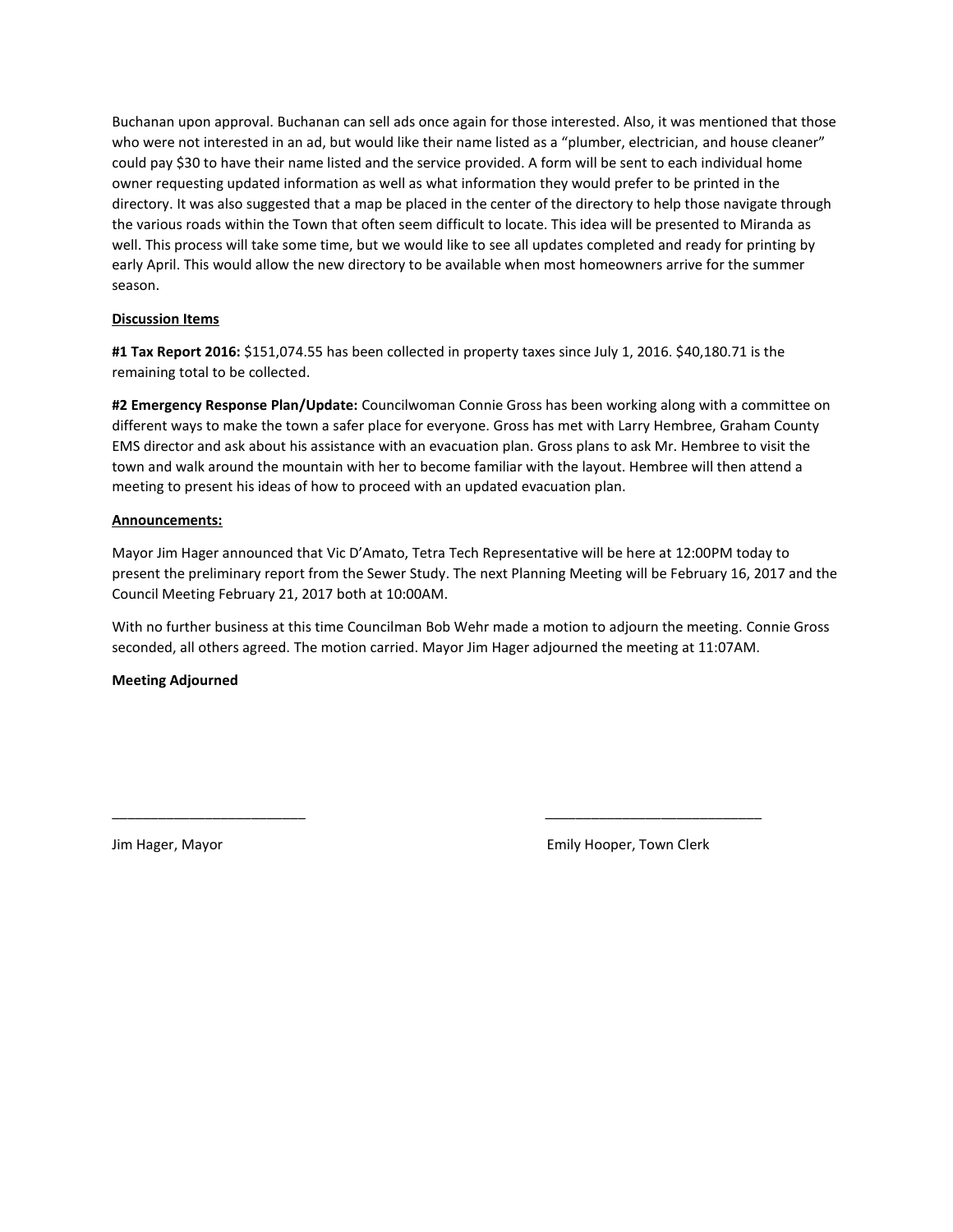Buchanan upon approval. Buchanan can sell ads once again for those interested. Also, it was mentioned that those who were not interested in an ad, but would like their name listed as a "plumber, electrician, and house cleaner" could pay $30 to have their name listed and the service provided. A form will be sent to each individual home owner requesting updated information as well as what information they would prefer to be printed in the directory. It was also suggested that a map be placed in the center of the directory to help those navigate through the various roads within the Town that often seem difficult to locate. This idea will be presented to Miranda as well. This process will take some time, but we would like to see all updates completed and ready for printing by early April. This would allow the new directory to be available when most homeowners arrive for the summer season.

**Discussion Items**

**#1 Tax Report 2016:** $151,074.55 has been collected in property taxes since July 1, 2016. $40,180.71 is the remaining total to be collected.

**#2 Emergency Response Plan/Update:** Councilwoman Connie Gross has been working along with a committee on different ways to make the town a safer place for everyone. Gross has met with Larry Hembree, Graham County EMS director and ask about his assistance with an evacuation plan. Gross plans to ask Mr. Hembree to visit the town and walk around the mountain with her to become familiar with the layout. Hembree will then attend a meeting to present his ideas of how to proceed with an updated evacuation plan.

**Announcements:**

Mayor Jim Hager announced that Vic D'Amato, Tetra Tech Representative will be here at 12:00PM today to present the preliminary report from the Sewer Study. The next Planning Meeting will be February 16, 2017 and the Council Meeting February 21, 2017 both at 10:00AM.

With no further business at this time Councilman Bob Wehr made a motion to adjourn the meeting. Connie Gross seconded, all others agreed. The motion carried. Mayor Jim Hager adjourned the meeting at 11:07AM.

**Meeting Adjourned**

_________________________ _____________________________

Jim Hager, Mayor Emily Hooper, Town Clerk